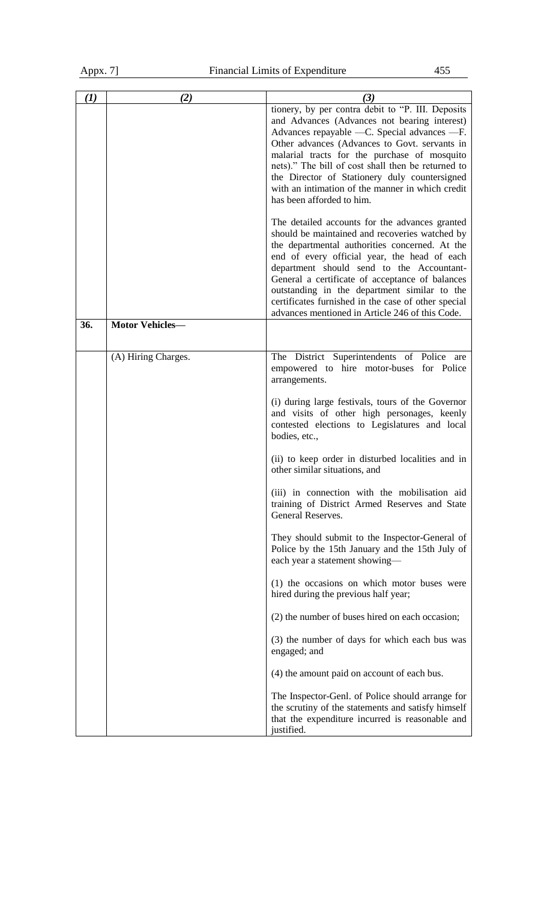| (1) | (2) | (3) |
|---|---|---|
| | | tionery, by per contra debit to "P. III. Deposits and Advances (Advances not bearing interest) Advances repayable —C. Special advances —F. Other advances (Advances to Govt. servants in malarial tracts for the purchase of mosquito nets)." The bill of cost shall then be returned to the Director of Stationery duly countersigned with an intimation of the manner in which credit has been afforded to him.<br><br>The detailed accounts for the advances granted should be maintained and recoveries watched by the departmental authorities concerned. At the end of every official year, the head of each department should send to the Accountant-General a certificate of acceptance of balances outstanding in the department similar to the certificates furnished in the case of other special advances mentioned in Article 246 of this Code. |
| **36.** | **Motor Vehicles—** | |
| | (A) Hiring Charges. | The District Superintendents of Police are empowered to hire motor-buses for Police arrangements.<br><br>(i) during large festivals, tours of the Governor and visits of other high personages, keenly contested elections to Legislatures and local bodies, etc.,<br><br>(ii) to keep order in disturbed localities and in other similar situations, and<br><br>(iii) in connection with the mobilisation aid training of District Armed Reserves and State General Reserves.<br><br>They should submit to the Inspector-General of Police by the 15th January and the 15th July of each year a statement showing—<br><br>(1) the occasions on which motor buses were hired during the previous half year;<br><br>(2) the number of buses hired on each occasion;<br><br>(3) the number of days for which each bus was engaged; and<br><br>(4) the amount paid on account of each bus.<br><br>The Inspector-Genl. of Police should arrange for the scrutiny of the statements and satisfy himself that the expenditure incurred is reasonable and justified. |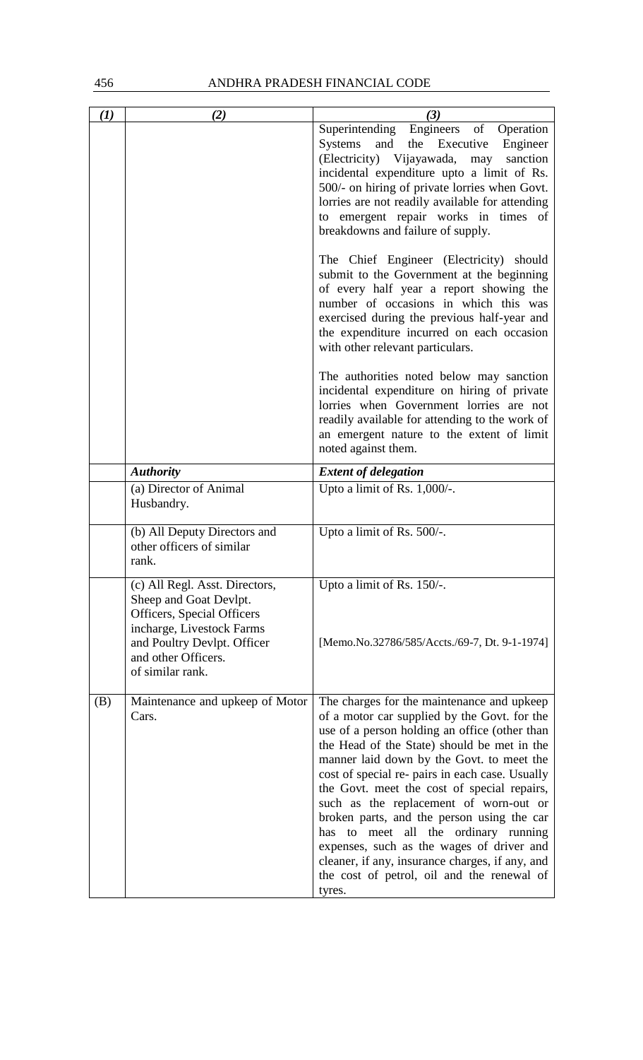| (1) | (2) | (3) |
|---|---|---|
| | | Superintending Engineers of Operation Systems and the Executive Engineer (Electricity) Vijayawada, may sanction incidental expenditure upto a limit of Rs. 500/- on hiring of private lorries when Govt. lorries are not readily available for attending to emergent repair works in times of breakdowns and failure of supply.<br><br>The Chief Engineer (Electricity) should submit to the Government at the beginning of every half year a report showing the number of occasions in which this was exercised during the previous half-year and the expenditure incurred on each occasion with other relevant particulars.<br><br>The authorities noted below may sanction incidental expenditure on hiring of private lorries when Government lorries are not readily available for attending to the work of an emergent nature to the extent of limit noted against them. |
| | ***Authority*** | ***Extent of delegation*** |
| | (a) Director of Animal Husbandry. | Upto a limit of Rs. 1,000/-. |
| | (b) All Deputy Directors and other officers of similar rank. | Upto a limit of Rs. 500/-. |
| | (c) All Regl. Asst. Directors, Sheep and Goat Devlpt. Officers, Special Officers incharge, Livestock Farms and Poultry Devlpt. Officer and other Officers. of similar rank. | Upto a limit of Rs. 150/-.<br><br>[Memo.No.32786/585/Accts./69-7, Dt. 9-1-1974] |
| (B) | Maintenance and upkeep of Motor Cars. | The charges for the maintenance and upkeep of a motor car supplied by the Govt. for the use of a person holding an office (other than the Head of the State) should be met in the manner laid down by the Govt. to meet the cost of special re- pairs in each case. Usually the Govt. meet the cost of special repairs, such as the replacement of worn-out or broken parts, and the person using the car has to meet all the ordinary running expenses, such as the wages of driver and cleaner, if any, insurance charges, if any, and the cost of petrol, oil and the renewal of tyres. |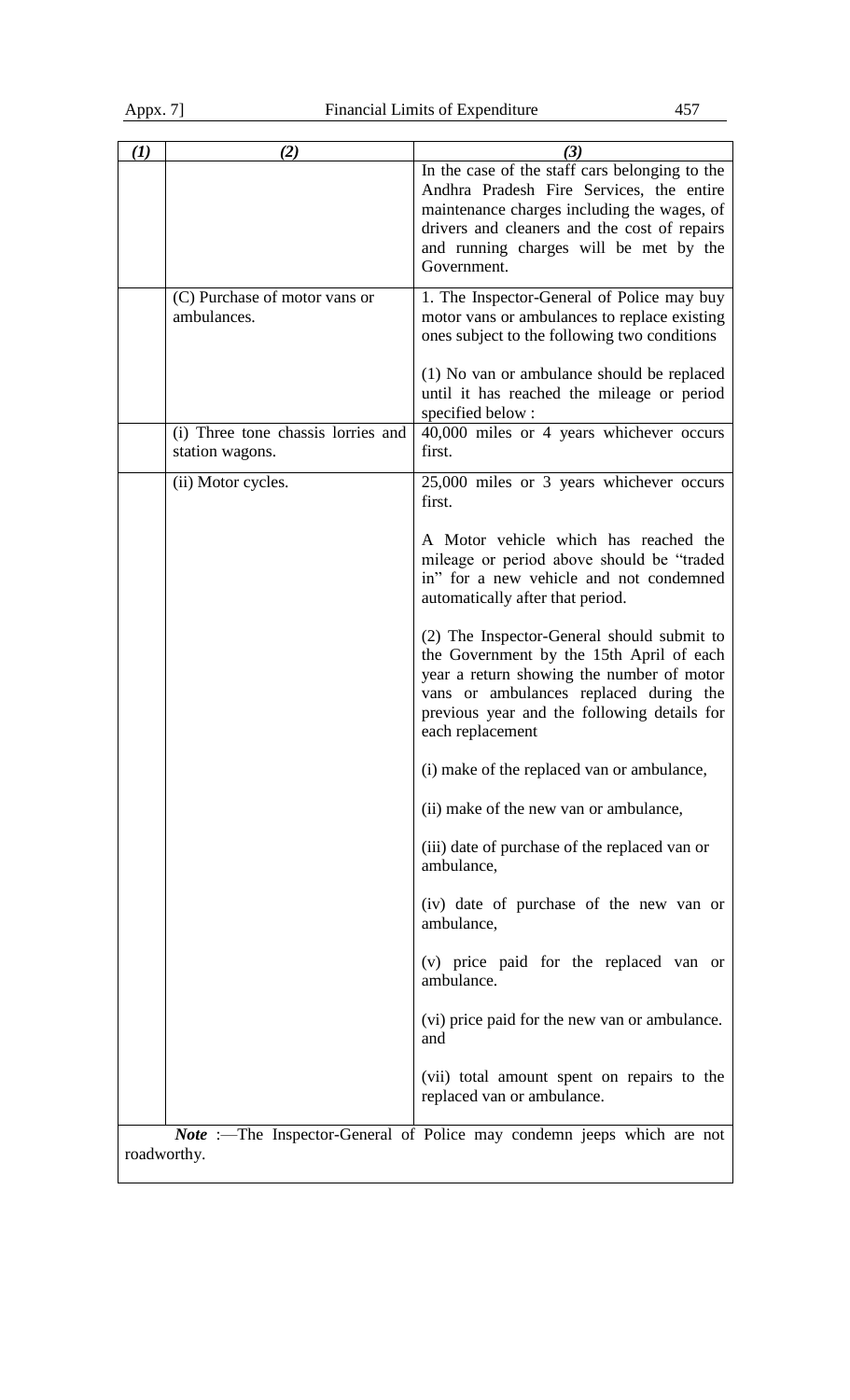| *(1)* | *(2)* | *(3)* |
|---|---|---|
| | | In the case of the staff cars belonging to the Andhra Pradesh Fire Services, the entire maintenance charges including the wages, of drivers and cleaners and the cost of repairs and running charges will be met by the Government. |
| | (C) Purchase of motor vans or ambulances. | 1. The Inspector-General of Police may buy motor vans or ambulances to replace existing ones subject to the following two conditions<br><br>(1) No van or ambulance should be replaced until it has reached the mileage or period specified below : |
| | (i) Three tone chassis lorries and station wagons. | 40,000 miles or 4 years whichever occurs first. |
| | (ii) Motor cycles. | 25,000 miles or 3 years whichever occurs first.<br><br>A Motor vehicle which has reached the mileage or period above should be "traded in" for a new vehicle and not condemned automatically after that period.<br><br>(2) The Inspector-General should submit to the Government by the 15th April of each year a return showing the number of motor vans or ambulances replaced during the previous year and the following details for each replacement<br><br>(i) make of the replaced van or ambulance,<br><br>(ii) make of the new van or ambulance,<br><br>(iii) date of purchase of the replaced van or ambulance,<br><br>(iv) date of purchase of the new van or ambulance,<br><br>(v) price paid for the replaced van or ambulance.<br><br>(vi) price paid for the new van or ambulance. and<br><br>(vii) total amount spent on repairs to the replaced van or ambulance. |

***Note*** :—The Inspector-General of Police may condemn jeeps which are not roadworthy.